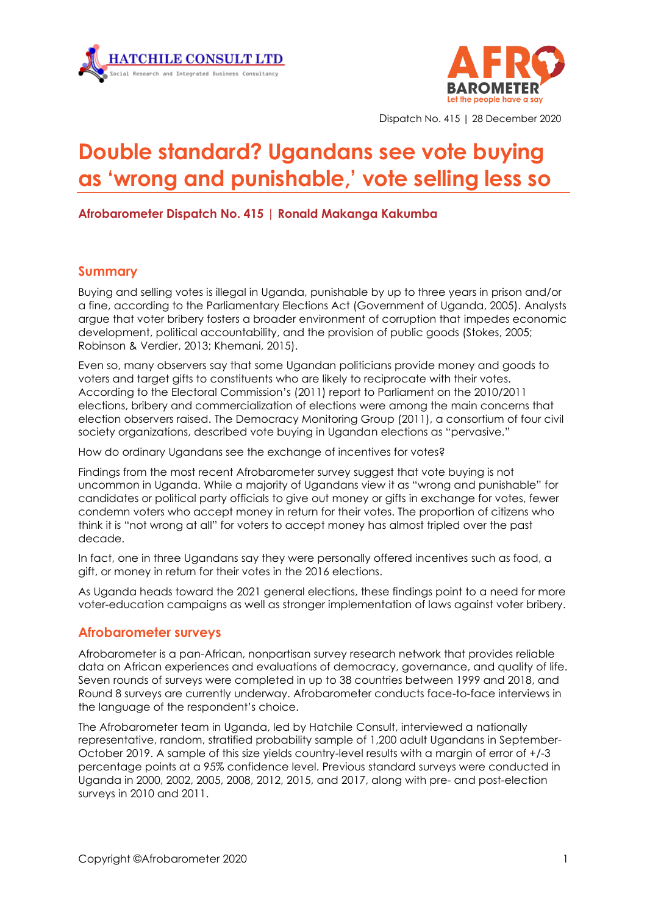Dispatch No. 415 | 28 December 2020

# Double standard? Ugandans see vote buying as 'wrong and punishable,' vote selling less so

**Afrobarometer Dispatch No. 415 | Ronald Makanga Kakumba**

## Summary

Buying and selling votes is illegal in Uganda, punishable by up to three years in prison and/or a fine, according to the Parliamentary Elections Act (Government of Uganda, 2005). Analysts argue that voter bribery fosters a broader environment of corruption that impedes economic development, political accountability, and the provision of public goods (Stokes, 2005; Robinson & Verdier, 2013; Khemani, 2015).

Even so, many observers say that some Ugandan politicians provide money and goods to voters and target gifts to constituents who are likely to reciprocate with their votes. According to the Electoral Commission's (2011) report to Parliament on the 2010/2011 elections, bribery and commercialization of elections were among the main concerns that election observers raised. The Democracy Monitoring Group (2011), a consortium of four civil society organizations, described vote buying in Ugandan elections as "pervasive."

How do ordinary Ugandans see the exchange of incentives for votes?

Findings from the most recent Afrobarometer survey suggest that vote buying is not uncommon in Uganda. While a majority of Ugandans view it as "wrong and punishable" for candidates or political party officials to give out money or gifts in exchange for votes, fewer condemn voters who accept money in return for their votes. The proportion of citizens who think it is "not wrong at all" for voters to accept money has almost tripled over the past decade.

In fact, one in three Ugandans say they were personally offered incentives such as food, a gift, or money in return for their votes in the 2016 elections.

As Uganda heads toward the 2021 general elections, these findings point to a need for more voter-education campaigns as well as stronger implementation of laws against voter bribery.

## Afrobarometer surveys

Afrobarometer is a pan-African, nonpartisan survey research network that provides reliable data on African experiences and evaluations of democracy, governance, and quality of life. Seven rounds of surveys were completed in up to 38 countries between 1999 and 2018, and Round 8 surveys are currently underway. Afrobarometer conducts face-to-face interviews in the language of the respondent's choice.

The Afrobarometer team in Uganda, led by Hatchile Consult, interviewed a nationally representative, random, stratified probability sample of 1,200 adult Ugandans in September-October 2019. A sample of this size yields country-level results with a margin of error of +/-3 percentage points at a 95% confidence level. Previous standard surveys were conducted in Uganda in 2000, 2002, 2005, 2008, 2012, 2015, and 2017, along with pre- and post-election surveys in 2010 and 2011.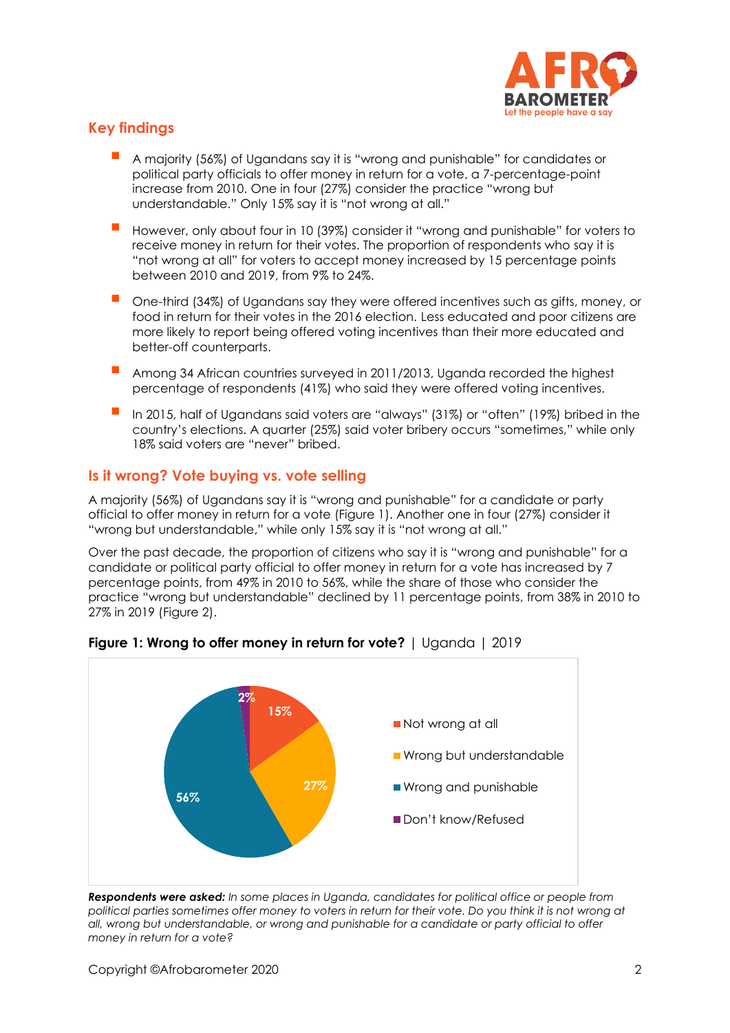## Key findings

- A majority (56%) of Ugandans say it is "wrong and punishable" for candidates or political party officials to offer money in return for a vote, a 7-percentage-point increase from 2010. One in four (27%) consider the practice "wrong but understandable." Only 15% say it is "not wrong at all."
- However, only about four in 10 (39%) consider it "wrong and punishable" for voters to receive money in return for their votes. The proportion of respondents who say it is "not wrong at all" for voters to accept money increased by 15 percentage points between 2010 and 2019, from 9% to 24%.
- One-third (34%) of Ugandans say they were offered incentives such as gifts, money, or food in return for their votes in the 2016 election. Less educated and poor citizens are more likely to report being offered voting incentives than their more educated and better-off counterparts.
- Among 34 African countries surveyed in 2011/2013, Uganda recorded the highest percentage of respondents (41%) who said they were offered voting incentives.
- In 2015, half of Ugandans said voters are "always" (31%) or "often" (19%) bribed in the country's elections. A quarter (25%) said voter bribery occurs "sometimes," while only 18% said voters are "never" bribed.

## Is it wrong? Vote buying vs. vote selling

A majority (56%) of Ugandans say it is "wrong and punishable" for a candidate or party official to offer money in return for a vote (Figure 1). Another one in four (27%) consider it "wrong but understandable," while only 15% say it is "not wrong at all."

Over the past decade, the proportion of citizens who say it is "wrong and punishable" for a candidate or political party official to offer money in return for a vote has increased by 7 percentage points, from 49% in 2010 to 56%, while the share of those who consider the practice "wrong but understandable" declined by 11 percentage points, from 38% in 2010 to 27% in 2019 (Figure 2).

**Figure 1: Wrong to offer money in return for vote?** | Uganda | 2019

| Response | % |
|---|---|
| Not wrong at all | 15% |
| Wrong but understandable | 27% |
| Wrong and punishable | 56% |
| Don't know/Refused | 2% |

***Respondents were asked:*** *In some places in Uganda, candidates for political office or people from political parties sometimes offer money to voters in return for their vote. Do you think it is not wrong at all, wrong but understandable, or wrong and punishable for a candidate or party official to offer money in return for a vote?*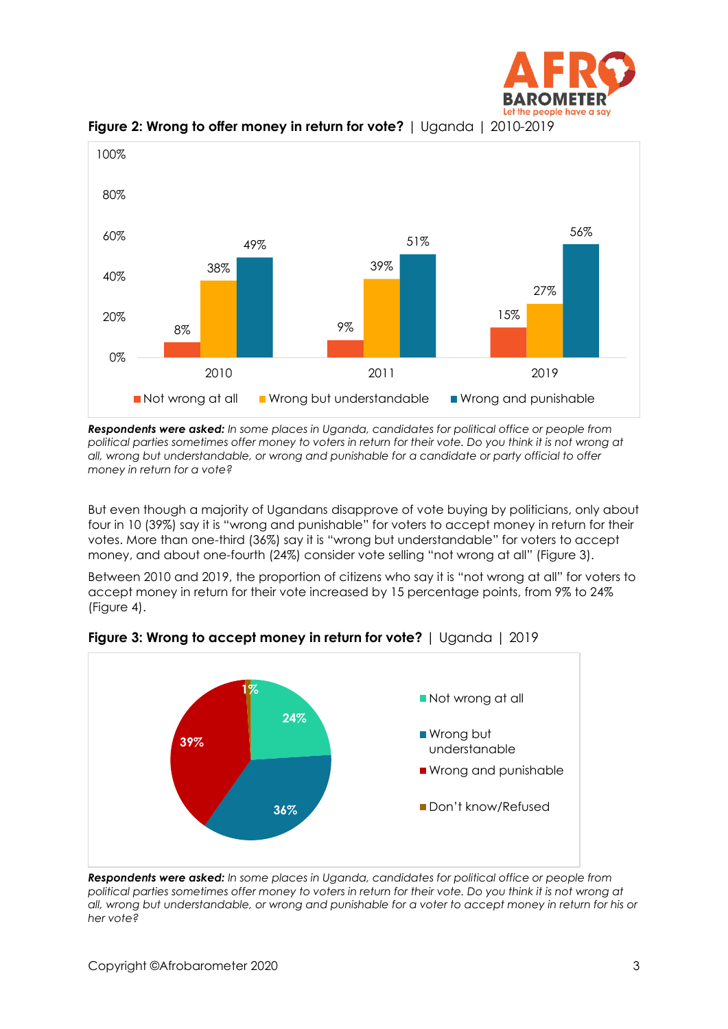**Figure 2: Wrong to offer money in return for vote?** | Uganda | 2010-2019

| | 2010 | 2011 | 2019 |
|---|---|---|---|
| Not wrong at all | 8% | 9% | 15% |
| Wrong but understandable | 38% | 39% | 27% |
| Wrong and punishable | 49% | 51% | 56% |

***Respondents were asked:*** *In some places in Uganda, candidates for political office or people from political parties sometimes offer money to voters in return for their vote. Do you think it is not wrong at all, wrong but understandable, or wrong and punishable for a candidate or party official to offer money in return for a vote?*

But even though a majority of Ugandans disapprove of vote buying by politicians, only about four in 10 (39%) say it is "wrong and punishable" for voters to accept money in return for their votes. More than one-third (36%) say it is "wrong but understandable" for voters to accept money, and about one-fourth (24%) consider vote selling "not wrong at all" (Figure 3).

Between 2010 and 2019, the proportion of citizens who say it is "not wrong at all" for voters to accept money in return for their vote increased by 15 percentage points, from 9% to 24% (Figure 4).

**Figure 3: Wrong to accept money in return for vote?** | Uganda | 2019

| Response | % |
|---|---|
| Not wrong at all | 24% |
| Wrong but understandable | 36% |
| Wrong and punishable | 39% |
| Don't know/Refused | 1% |

***Respondents were asked:*** *In some places in Uganda, candidates for political office or people from political parties sometimes offer money to voters in return for their vote. Do you think it is not wrong at all, wrong but understandable, or wrong and punishable for a voter to accept money in return for his or her vote?*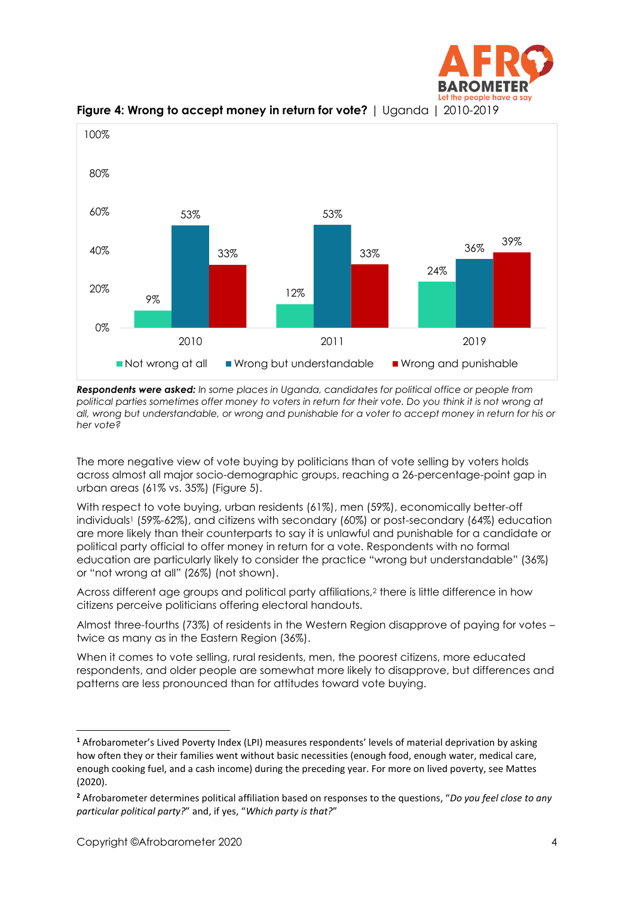**Figure 4: Wrong to accept money in return for vote?** | Uganda | 2010-2019

| | Not wrong at all | Wrong but understandable | Wrong and punishable |
|---|---|---|---|
| 2010 | 9% | 53% | 33% |
| 2011 | 12% | 53% | 33% |
| 2019 | 24% | 36% | 39% |

***Respondents were asked:*** *In some places in Uganda, candidates for political office or people from political parties sometimes offer money to voters in return for their vote. Do you think it is not wrong at all, wrong but understandable, or wrong and punishable for a voter to accept money in return for his or her vote?*

The more negative view of vote buying by politicians than of vote selling by voters holds across almost all major socio-demographic groups, reaching a 26-percentage-point gap in urban areas (61% vs. 35%) (Figure 5).

With respect to vote buying, urban residents (61%), men (59%), economically better-off individuals[1] (59%-62%), and citizens with secondary (60%) or post-secondary (64%) education are more likely than their counterparts to say it is unlawful and punishable for a candidate or political party official to offer money in return for a vote. Respondents with no formal education are particularly likely to consider the practice "wrong but understandable" (36%) or "not wrong at all" (26%) (not shown).

Across different age groups and political party affiliations,[2] there is little difference in how citizens perceive politicians offering electoral handouts.

Almost three-fourths (73%) of residents in the Western Region disapprove of paying for votes – twice as many as in the Eastern Region (36%).

When it comes to vote selling, rural residents, men, the poorest citizens, more educated respondents, and older people are somewhat more likely to disapprove, but differences and patterns are less pronounced than for attitudes toward vote buying.

---

[1] Afrobarometer's Lived Poverty Index (LPI) measures respondents' levels of material deprivation by asking how often they or their families went without basic necessities (enough food, enough water, medical care, enough cooking fuel, and a cash income) during the preceding year. For more on lived poverty, see Mattes (2020).

[2] Afrobarometer determines political affiliation based on responses to the questions, "*Do you feel close to any particular political party?*" and, if yes, "*Which party is that?*"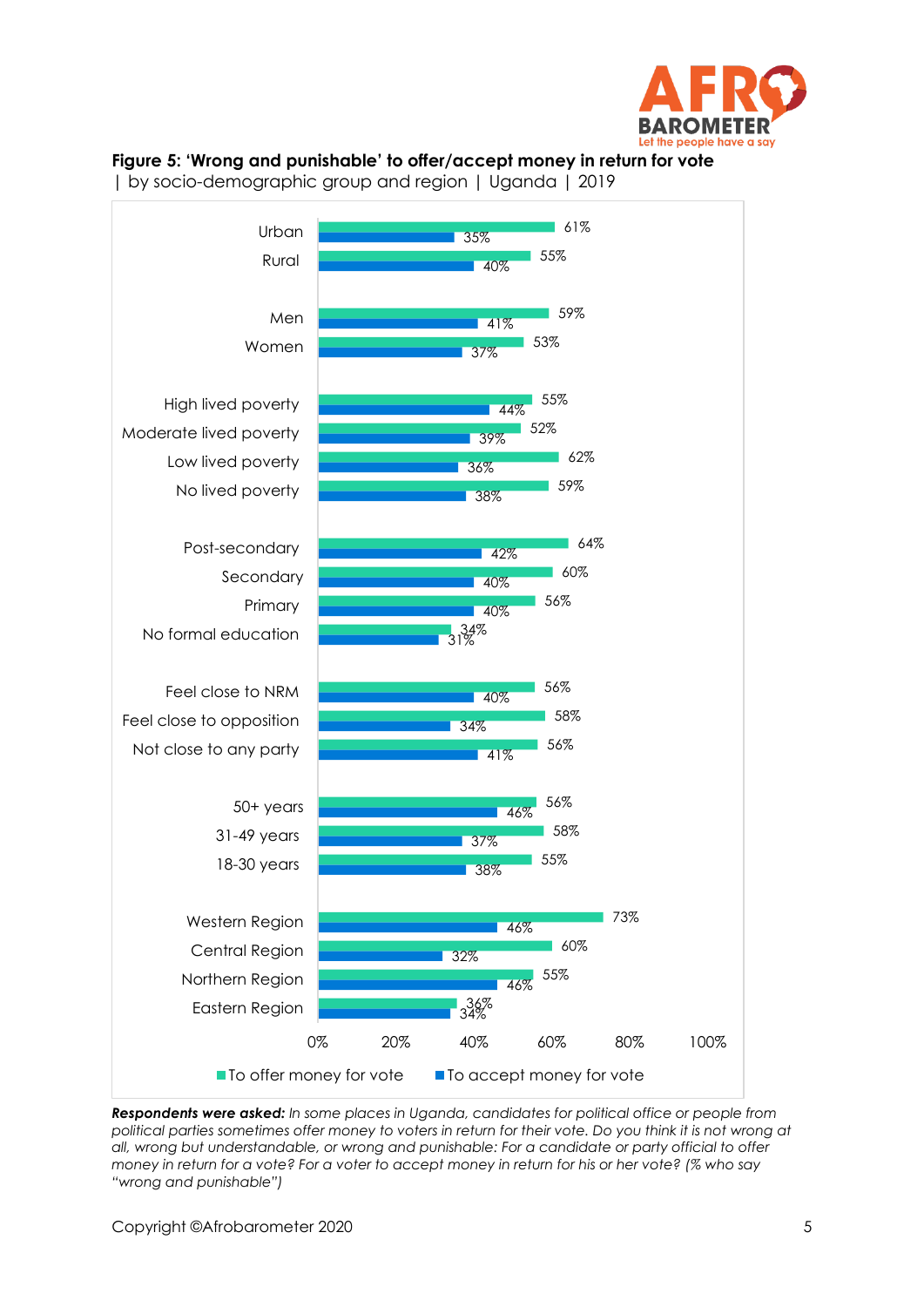**Figure 5: 'Wrong and punishable' to offer/accept money in return for vote** | by socio-demographic group and region | Uganda | 2019

| | To offer money for vote | To accept money for vote |
|---|---|---|
| Urban | 61% | 35% |
| Rural | 55% | 40% |
| Men | 59% | 41% |
| Women | 53% | 37% |
| High lived poverty | 55% | 44% |
| Moderate lived poverty | 52% | 39% |
| Low lived poverty | 62% | 36% |
| No lived poverty | 59% | 38% |
| Post-secondary | 64% | 42% |
| Secondary | 60% | 40% |
| Primary | 56% | 40% |
| No formal education | 34% | 31% |
| Feel close to NRM | 56% | 40% |
| Feel close to opposition | 58% | 34% |
| Not close to any party | 56% | 41% |
| 50+ years | 56% | 46% |
| 31-49 years | 58% | 37% |
| 18-30 years | 55% | 38% |
| Western Region | 73% | 46% |
| Central Region | 60% | 32% |
| Northern Region | 55% | 46% |
| Eastern Region | 36% | 34% |

***Respondents were asked:*** *In some places in Uganda, candidates for political office or people from political parties sometimes offer money to voters in return for their vote. Do you think it is not wrong at all, wrong but understandable, or wrong and punishable: For a candidate or party official to offer money in return for a vote? For a voter to accept money in return for his or her vote? (% who say "wrong and punishable")*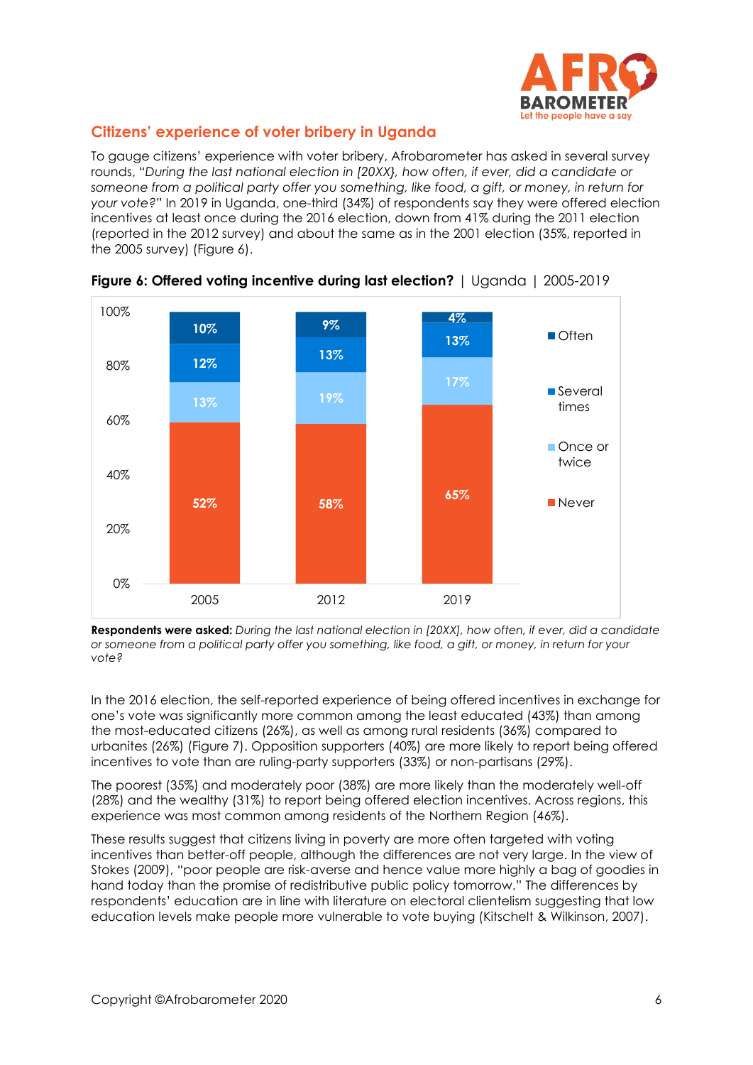## Citizens' experience of voter bribery in Uganda

To gauge citizens' experience with voter bribery, Afrobarometer has asked in several survey rounds, "*During the last national election in [20XX], how often, if ever, did a candidate or someone from a political party offer you something, like food, a gift, or money, in return for your vote?*" In 2019 in Uganda, one-third (34%) of respondents say they were offered election incentives at least once during the 2016 election, down from 41% during the 2011 election (reported in the 2012 survey) and about the same as in the 2001 election (35%, reported in the 2005 survey) (Figure 6).

**Figure 6: Offered voting incentive during last election?** | Uganda | 2005-2019

| | 2005 | 2012 | 2019 |
|---|---|---|---|
| Often | 10% | 9% | 4% |
| Several times | 12% | 13% | 13% |
| Once or twice | 13% | 19% | 17% |
| Never | 52% | 58% | 65% |

**Respondents were asked:** *During the last national election in [20XX], how often, if ever, did a candidate or someone from a political party offer you something, like food, a gift, or money, in return for your vote?*

In the 2016 election, the self-reported experience of being offered incentives in exchange for one's vote was significantly more common among the least educated (43%) than among the most-educated citizens (26%), as well as among rural residents (36%) compared to urbanites (26%) (Figure 7). Opposition supporters (40%) are more likely to report being offered incentives to vote than are ruling-party supporters (33%) or non-partisans (29%).

The poorest (35%) and moderately poor (38%) are more likely than the moderately well-off (28%) and the wealthy (31%) to report being offered election incentives. Across regions, this experience was most common among residents of the Northern Region (46%).

These results suggest that citizens living in poverty are more often targeted with voting incentives than better-off people, although the differences are not very large. In the view of Stokes (2009), "poor people are risk-averse and hence value more highly a bag of goodies in hand today than the promise of redistributive public policy tomorrow." The differences by respondents' education are in line with literature on electoral clientelism suggesting that low education levels make people more vulnerable to vote buying (Kitschelt & Wilkinson, 2007).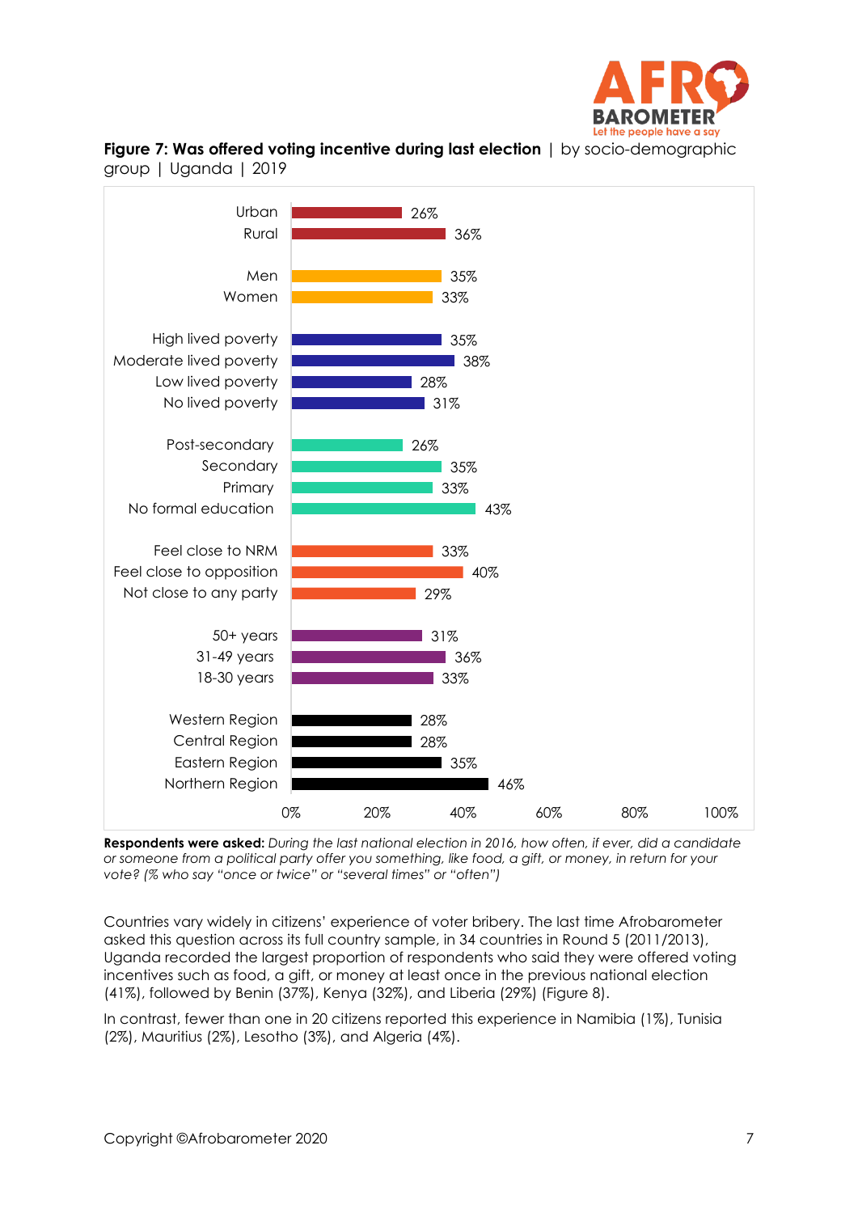**Figure 7: Was offered voting incentive during last election** | by socio-demographic group | Uganda | 2019

| Group | % |
|---|---|
| Urban | 26% |
| Rural | 36% |
| Men | 35% |
| Women | 33% |
| High lived poverty | 35% |
| Moderate lived poverty | 38% |
| Low lived poverty | 28% |
| No lived poverty | 31% |
| Post-secondary | 26% |
| Secondary | 35% |
| Primary | 33% |
| No formal education | 43% |
| Feel close to NRM | 33% |
| Feel close to opposition | 40% |
| Not close to any party | 29% |
| 50+ years | 31% |
| 31-49 years | 36% |
| 18-30 years | 33% |
| Western Region | 28% |
| Central Region | 28% |
| Eastern Region | 35% |
| Northern Region | 46% |

**Respondents were asked:** *During the last national election in 2016, how often, if ever, did a candidate or someone from a political party offer you something, like food, a gift, or money, in return for your vote? (% who say "once or twice" or "several times" or "often")*

Countries vary widely in citizens' experience of voter bribery. The last time Afrobarometer asked this question across its full country sample, in 34 countries in Round 5 (2011/2013), Uganda recorded the largest proportion of respondents who said they were offered voting incentives such as food, a gift, or money at least once in the previous national election (41%), followed by Benin (37%), Kenya (32%), and Liberia (29%) (Figure 8).

In contrast, fewer than one in 20 citizens reported this experience in Namibia (1%), Tunisia (2%), Mauritius (2%), Lesotho (3%), and Algeria (4%).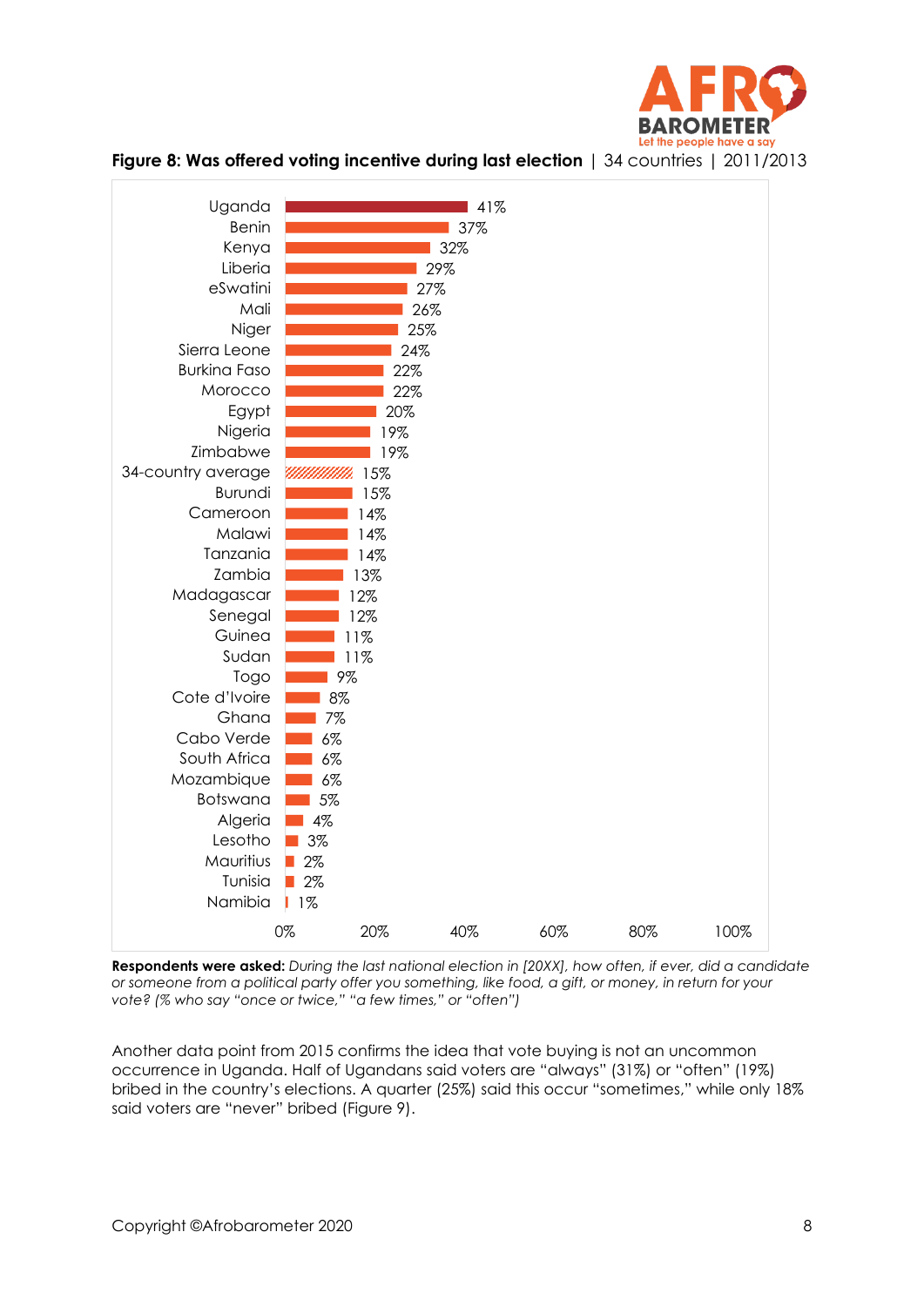**Figure 8: Was offered voting incentive during last election** | 34 countries | 2011/2013

| Country | % |
|---|---|
| Uganda | 41% |
| Benin | 37% |
| Kenya | 32% |
| Liberia | 29% |
| eSwatini | 27% |
| Mali | 26% |
| Niger | 25% |
| Sierra Leone | 24% |
| Burkina Faso | 22% |
| Morocco | 22% |
| Egypt | 20% |
| Nigeria | 19% |
| Zimbabwe | 19% |
| 34-country average | 15% |
| Burundi | 15% |
| Cameroon | 14% |
| Malawi | 14% |
| Tanzania | 14% |
| Zambia | 13% |
| Madagascar | 12% |
| Senegal | 12% |
| Guinea | 11% |
| Sudan | 11% |
| Togo | 9% |
| Cote d'Ivoire | 8% |
| Ghana | 7% |
| Cabo Verde | 6% |
| South Africa | 6% |
| Mozambique | 6% |
| Botswana | 5% |
| Algeria | 4% |
| Lesotho | 3% |
| Mauritius | 2% |
| Tunisia | 2% |
| Namibia | 1% |

**Respondents were asked:** *During the last national election in [20XX], how often, if ever, did a candidate or someone from a political party offer you something, like food, a gift, or money, in return for your vote? (% who say "once or twice," "a few times," or "often")*

Another data point from 2015 confirms the idea that vote buying is not an uncommon occurrence in Uganda. Half of Ugandans said voters are "always" (31%) or "often" (19%) bribed in the country's elections. A quarter (25%) said this occur "sometimes," while only 18% said voters are "never" bribed (Figure 9).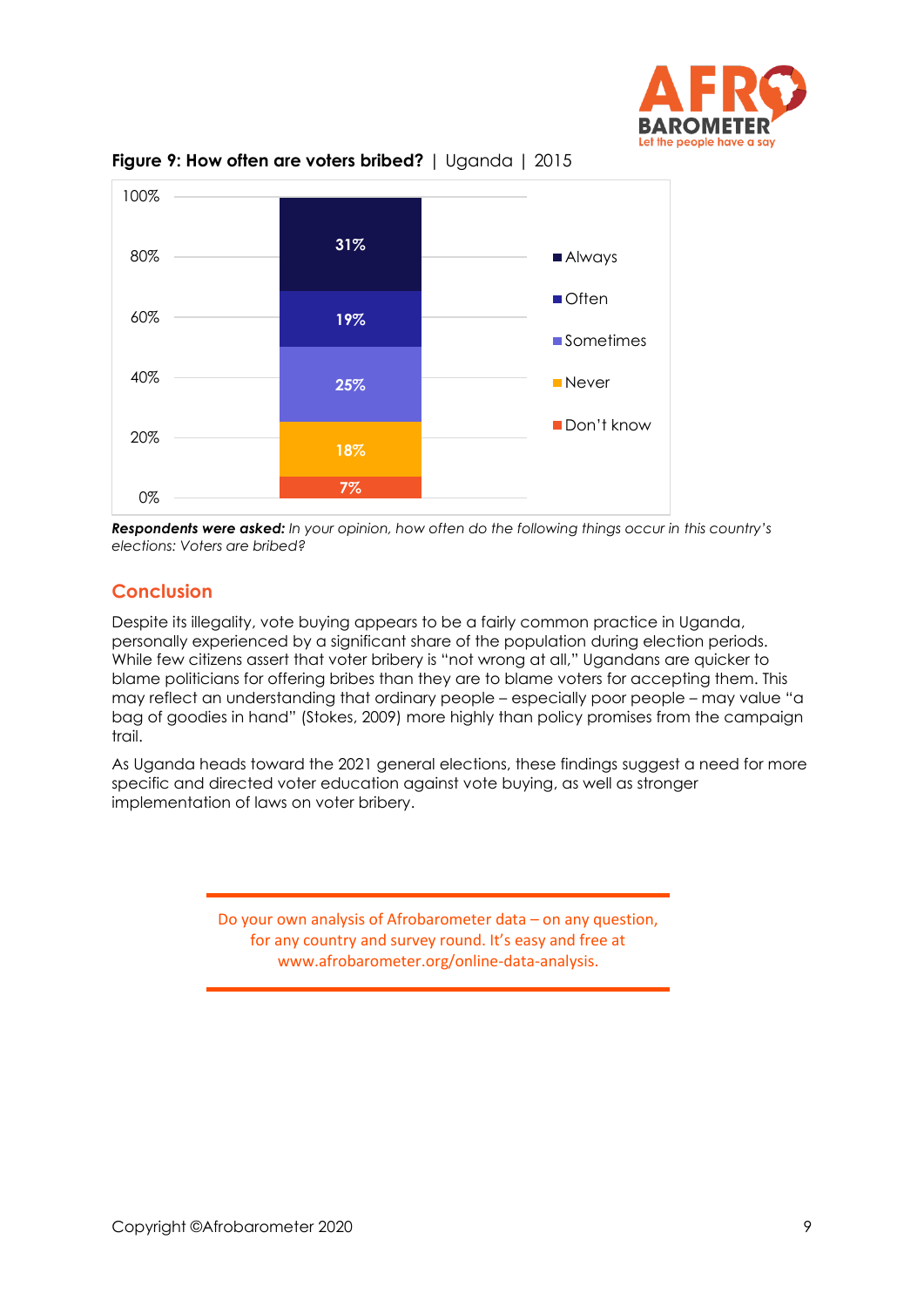**Figure 9: How often are voters bribed?** | Uganda | 2015

| Response | % |
|---|---|
| Always | 31% |
| Often | 19% |
| Sometimes | 25% |
| Never | 18% |
| Don't know | 7% |

***Respondents were asked:*** *In your opinion, how often do the following things occur in this country's elections: Voters are bribed?*

## Conclusion

Despite its illegality, vote buying appears to be a fairly common practice in Uganda, personally experienced by a significant share of the population during election periods. While few citizens assert that voter bribery is "not wrong at all," Ugandans are quicker to blame politicians for offering bribes than they are to blame voters for accepting them. This may reflect an understanding that ordinary people – especially poor people – may value "a bag of goodies in hand" (Stokes, 2009) more highly than policy promises from the campaign trail.

As Uganda heads toward the 2021 general elections, these findings suggest a need for more specific and directed voter education against vote buying, as well as stronger implementation of laws on voter bribery.

Do your own analysis of Afrobarometer data – on any question, for any country and survey round. It's easy and free at www.afrobarometer.org/online-data-analysis.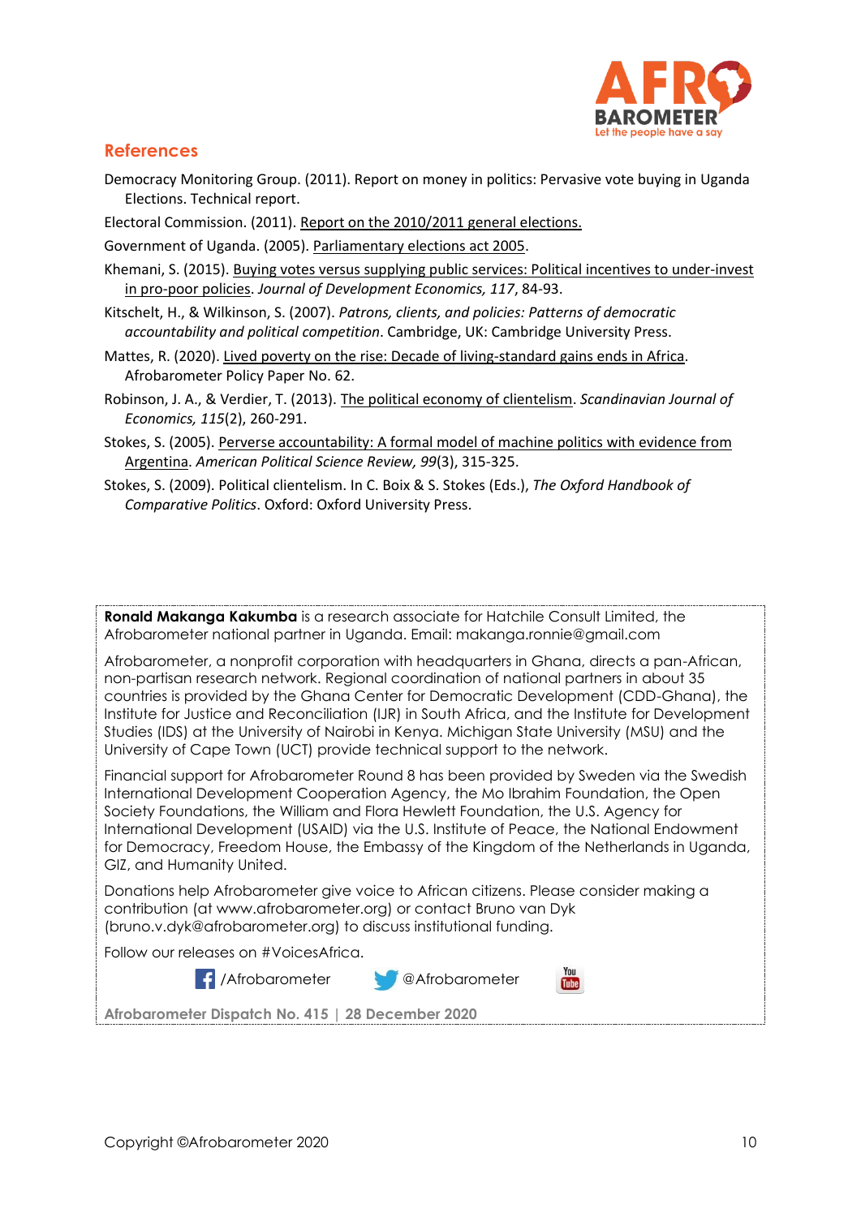## References

Democracy Monitoring Group. (2011). Report on money in politics: Pervasive vote buying in Uganda Elections. Technical report.

Electoral Commission. (2011). Report on the 2010/2011 general elections.

Government of Uganda. (2005). Parliamentary elections act 2005.

Khemani, S. (2015). Buying votes versus supplying public services: Political incentives to under-invest in pro-poor policies. *Journal of Development Economics, 117*, 84-93.

Kitschelt, H., & Wilkinson, S. (2007). *Patrons, clients, and policies: Patterns of democratic accountability and political competition*. Cambridge, UK: Cambridge University Press.

Mattes, R. (2020). Lived poverty on the rise: Decade of living-standard gains ends in Africa. Afrobarometer Policy Paper No. 62.

Robinson, J. A., & Verdier, T. (2013). The political economy of clientelism. *Scandinavian Journal of Economics, 115*(2), 260-291.

Stokes, S. (2005). Perverse accountability: A formal model of machine politics with evidence from Argentina. *American Political Science Review, 99*(3), 315-325.

Stokes, S. (2009). Political clientelism. In C. Boix & S. Stokes (Eds.), *The Oxford Handbook of Comparative Politics*. Oxford: Oxford University Press.

**Ronald Makanga Kakumba** is a research associate for Hatchile Consult Limited, the Afrobarometer national partner in Uganda. Email: makanga.ronnie@gmail.com

Afrobarometer, a nonprofit corporation with headquarters in Ghana, directs a pan-African, non-partisan research network. Regional coordination of national partners in about 35 countries is provided by the Ghana Center for Democratic Development (CDD-Ghana), the Institute for Justice and Reconciliation (IJR) in South Africa, and the Institute for Development Studies (IDS) at the University of Nairobi in Kenya. Michigan State University (MSU) and the University of Cape Town (UCT) provide technical support to the network.

Financial support for Afrobarometer Round 8 has been provided by Sweden via the Swedish International Development Cooperation Agency, the Mo Ibrahim Foundation, the Open Society Foundations, the William and Flora Hewlett Foundation, the U.S. Agency for International Development (USAID) via the U.S. Institute of Peace, the National Endowment for Democracy, Freedom House, the Embassy of the Kingdom of the Netherlands in Uganda, GIZ, and Humanity United.

Donations help Afrobarometer give voice to African citizens. Please consider making a contribution (at www.afrobarometer.org) or contact Bruno van Dyk (bruno.v.dyk@afrobarometer.org) to discuss institutional funding.

Follow our releases on #VoicesAfrica.

/Afrobarometer @Afrobarometer

**Afrobarometer Dispatch No. 415 | 28 December 2020**